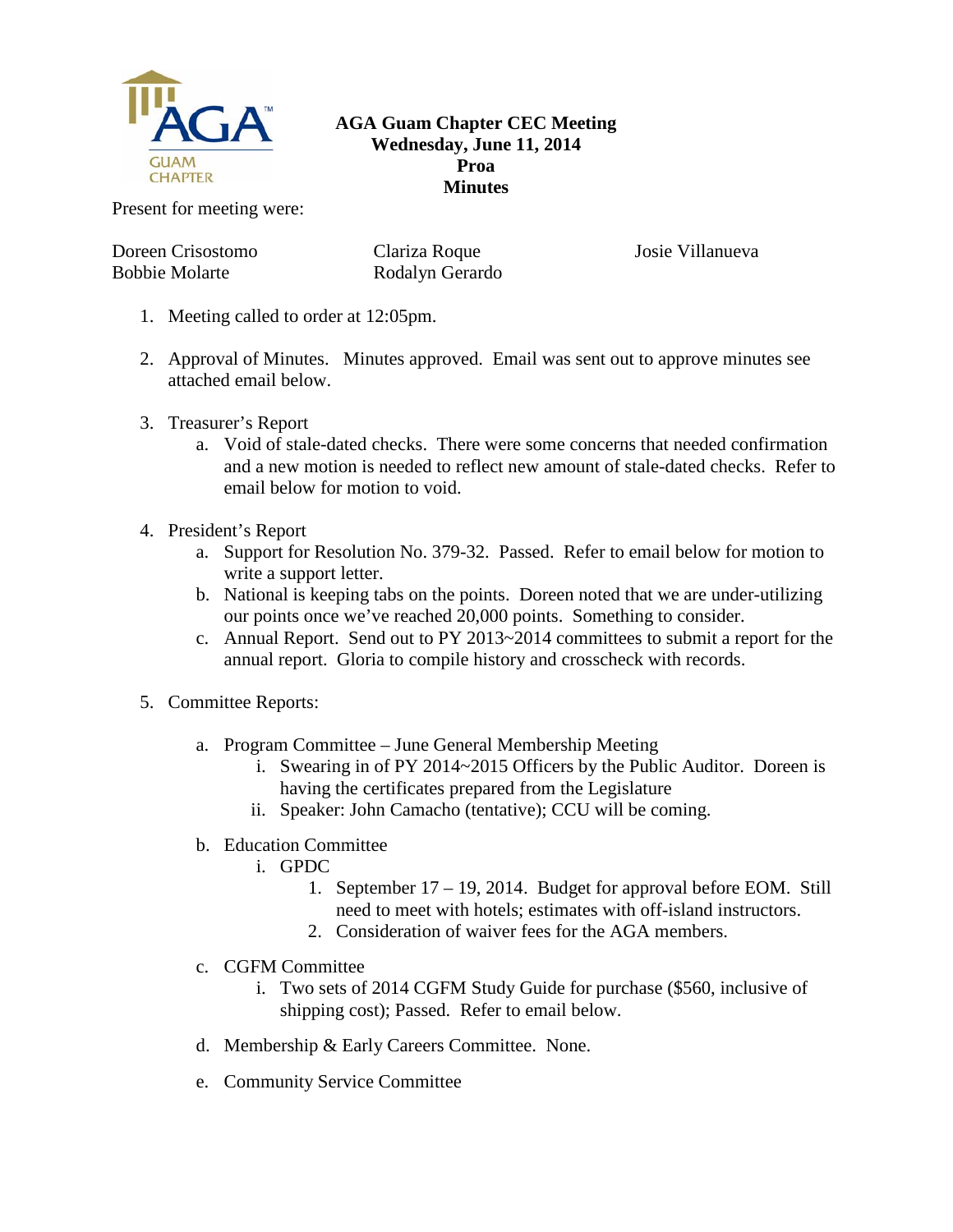**AGA Guam Chapter CEC Meeting**
**Wednesday, June 11, 2014**
**Proa**
**Minutes**

Present for meeting were:

Doreen Crisostomo
Bobbie Molarte
Clariza Roque
Rodalyn Gerardo
Josie Villanueva

1. Meeting called to order at 12:05pm.

2. Approval of Minutes. Minutes approved. Email was sent out to approve minutes see attached email below.

3. Treasurer's Report
   a. Void of stale-dated checks. There were some concerns that needed confirmation and a new motion is needed to reflect new amount of stale-dated checks. Refer to email below for motion to void.

4. President's Report
   a. Support for Resolution No. 379-32. Passed. Refer to email below for motion to write a support letter.
   b. National is keeping tabs on the points. Doreen noted that we are under-utilizing our points once we've reached 20,000 points. Something to consider.
   c. Annual Report. Send out to PY 2013~2014 committees to submit a report for the annual report. Gloria to compile history and crosscheck with records.

5. Committee Reports:

   a. Program Committee – June General Membership Meeting
      i. Swearing in of PY 2014~2015 Officers by the Public Auditor. Doreen is having the certificates prepared from the Legislature
      ii. Speaker: John Camacho (tentative); CCU will be coming.

   b. Education Committee
      i. GPDC
         1. September 17 – 19, 2014. Budget for approval before EOM. Still need to meet with hotels; estimates with off-island instructors.
         2. Consideration of waiver fees for the AGA members.

   c. CGFM Committee
      i. Two sets of 2014 CGFM Study Guide for purchase ($560, inclusive of shipping cost); Passed. Refer to email below.

   d. Membership & Early Careers Committee. None.

   e. Community Service Committee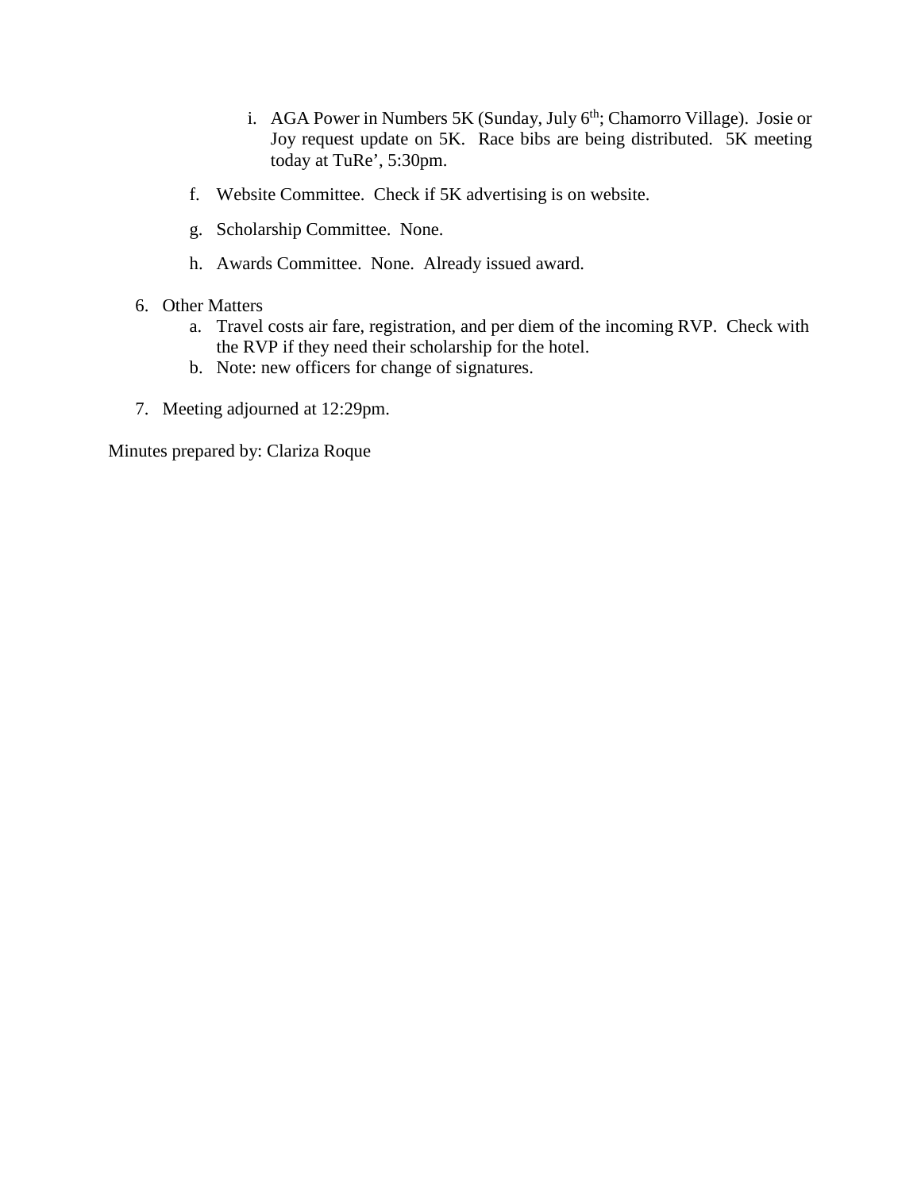i. AGA Power in Numbers 5K (Sunday, July 6th; Chamorro Village). Josie or Joy request update on 5K. Race bibs are being distributed. 5K meeting today at TuRe', 5:30pm.

f. Website Committee. Check if 5K advertising is on website.

g. Scholarship Committee. None.

h. Awards Committee. None. Already issued award.

6. Other Matters
   a. Travel costs air fare, registration, and per diem of the incoming RVP. Check with the RVP if they need their scholarship for the hotel.
   b. Note: new officers for change of signatures.

7. Meeting adjourned at 12:29pm.

Minutes prepared by: Clariza Roque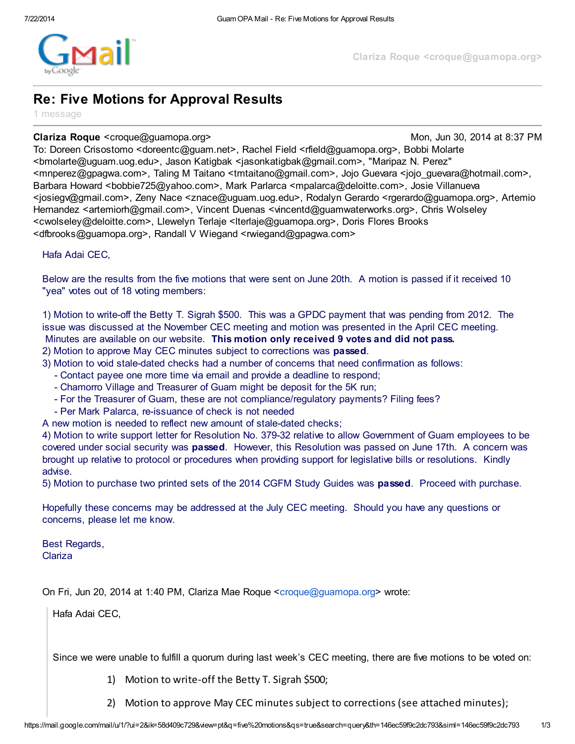# Re: Five Motions for Approval Results

1 message

**Clariza Roque** <croque@guamopa.org> Mon, Jun 30, 2014 at 8:37 PM

To: Doreen Crisostomo <doreentc@guam.net>, Rachel Field <rfield@guamopa.org>, Bobbi Molarte <bmolarte@uguam.uog.edu>, Jason Katigbak <jasonkatigbak@gmail.com>, "Maripaz N. Perez" <mnperez@gpagwa.com>, Taling M Taitano <tmtaitano@gmail.com>, Jojo Guevara <jojo_guevara@hotmail.com>, Barbara Howard <bobbie725@yahoo.com>, Mark Parlarca <mpalarca@deloitte.com>, Josie Villanueva <josiegv@gmail.com>, Zeny Nace <znace@uguam.uog.edu>, Rodalyn Gerardo <rgerardo@guamopa.org>, Artemio Hernandez <artemiorh@gmail.com>, Vincent Duenas <vincentd@guamwaterworks.org>, Chris Wolseley <cwolseley@deloitte.com>, Llewelyn Terlaje <lterlaje@guamopa.org>, Doris Flores Brooks <dfbrooks@guamopa.org>, Randall V Wiegand <rwiegand@gpagwa.com>

Hafa Adai CEC,

Below are the results from the five motions that were sent on June 20th. A motion is passed if it received 10 "yea" votes out of 18 voting members:

1) Motion to write-off the Betty T. Sigrah $500. This was a GPDC payment that was pending from 2012. The issue was discussed at the November CEC meeting and motion was presented in the April CEC meeting. Minutes are available on our website. **This motion only received 9 votes and did not pass.**
2) Motion to approve May CEC minutes subject to corrections was **passed**.
3) Motion to void stale-dated checks had a number of concerns that need confirmation as follows:
 - Contact payee one more time via email and provide a deadline to respond;
 - Chamorro Village and Treasurer of Guam might be deposit for the 5K run;
 - For the Treasurer of Guam, these are not compliance/regulatory payments? Filing fees?
 - Per Mark Palarca, re-issuance of check is not needed

A new motion is needed to reflect new amount of stale-dated checks;
4) Motion to write support letter for Resolution No. 379-32 relative to allow Government of Guam employees to be covered under social security was **passed**. However, this Resolution was passed on June 17th. A concern was brought up relative to protocol or procedures when providing support for legislative bills or resolutions. Kindly advise.
5) Motion to purchase two printed sets of the 2014 CGFM Study Guides was **passed**. Proceed with purchase.

Hopefully these concerns may be addressed at the July CEC meeting. Should you have any questions or concerns, please let me know.

Best Regards,
Clariza

On Fri, Jun 20, 2014 at 1:40 PM, Clariza Mae Roque <croque@guamopa.org> wrote:

> Hafa Adai CEC,
>
> Since we were unable to fulfill a quorum during last week's CEC meeting, there are five motions to be voted on:
>
> 1) Motion to write-off the Betty T. Sigrah $500;
>
> 2) Motion to approve May CEC minutes subject to corrections (see attached minutes);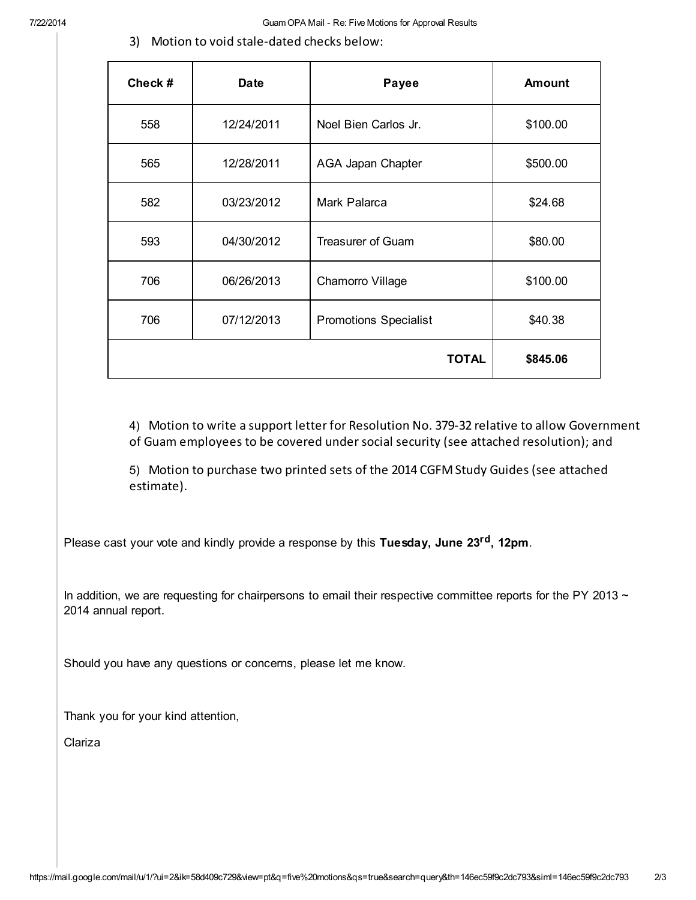3) Motion to void stale-dated checks below:

| Check # | Date | Payee | Amount |
|---|---|---|---|
| 558 | 12/24/2011 | Noel Bien Carlos Jr. | $100.00 |
| 565 | 12/28/2011 | AGA Japan Chapter | $500.00 |
| 582 | 03/23/2012 | Mark Palarca | $24.68 |
| 593 | 04/30/2012 | Treasurer of Guam | $80.00 |
| 706 | 06/26/2013 | Chamorro Village | $100.00 |
| 706 | 07/12/2013 | Promotions Specialist | $40.38 |
| | | **TOTAL** | **$845.06** |

4) Motion to write a support letter for Resolution No. 379-32 relative to allow Government of Guam employees to be covered under social security (see attached resolution); and

5) Motion to purchase two printed sets of the 2014 CGFM Study Guides (see attached estimate).

Please cast your vote and kindly provide a response by this **Tuesday, June 23rd, 12pm**.

In addition, we are requesting for chairpersons to email their respective committee reports for the PY 2013 ~ 2014 annual report.

Should you have any questions or concerns, please let me know.

Thank you for your kind attention,

Clariza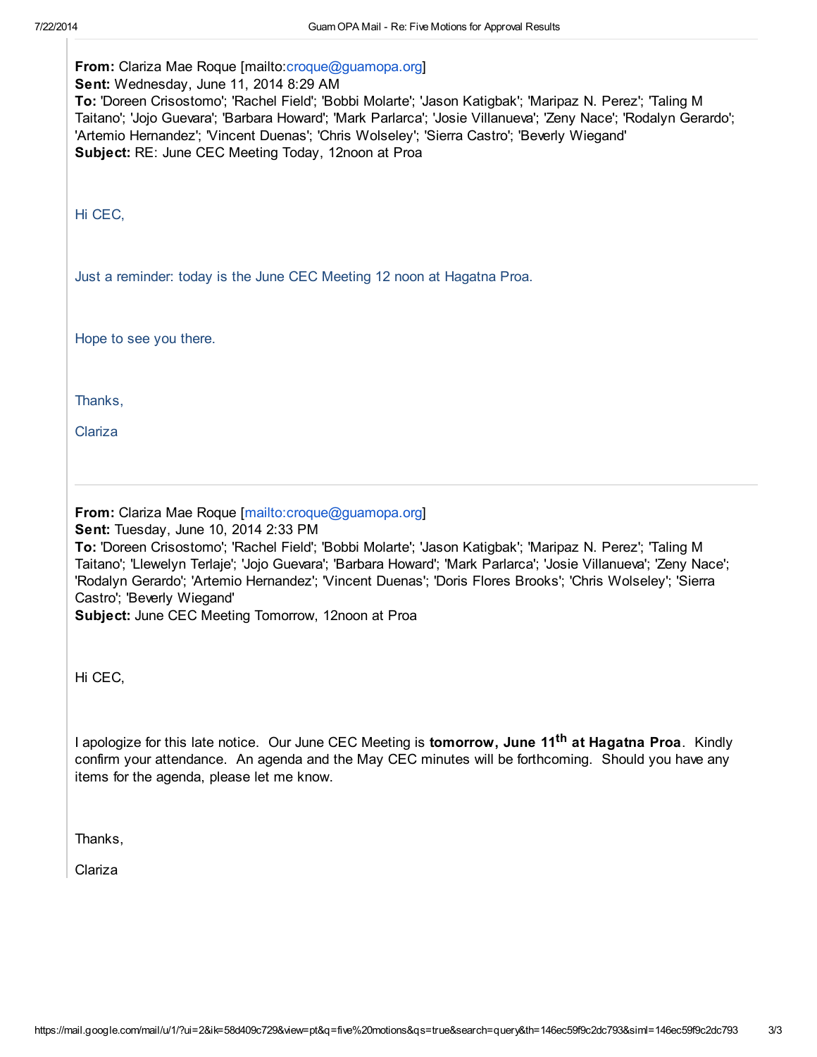**From:** Clariza Mae Roque [mailto:croque@guamopa.org]
**Sent:** Wednesday, June 11, 2014 8:29 AM
**To:** 'Doreen Crisostomo'; 'Rachel Field'; 'Bobbi Molarte'; 'Jason Katigbak'; 'Maripaz N. Perez'; 'Taling M Taitano'; 'Jojo Guevara'; 'Barbara Howard'; 'Mark Parlarca'; 'Josie Villanueva'; 'Zeny Nace'; 'Rodalyn Gerardo'; 'Artemio Hernandez'; 'Vincent Duenas'; 'Chris Wolseley'; 'Sierra Castro'; 'Beverly Wiegand'
**Subject:** RE: June CEC Meeting Today, 12noon at Proa

Hi CEC,

Just a reminder: today is the June CEC Meeting 12 noon at Hagatna Proa.

Hope to see you there.

Thanks,

Clariza

---

**From:** Clariza Mae Roque [mailto:croque@guamopa.org]
**Sent:** Tuesday, June 10, 2014 2:33 PM
**To:** 'Doreen Crisostomo'; 'Rachel Field'; 'Bobbi Molarte'; 'Jason Katigbak'; 'Maripaz N. Perez'; 'Taling M Taitano'; 'Llewelyn Terlaje'; 'Jojo Guevara'; 'Barbara Howard'; 'Mark Parlarca'; 'Josie Villanueva'; 'Zeny Nace'; 'Rodalyn Gerardo'; 'Artemio Hernandez'; 'Vincent Duenas'; 'Doris Flores Brooks'; 'Chris Wolseley'; 'Sierra Castro'; 'Beverly Wiegand'
**Subject:** June CEC Meeting Tomorrow, 12noon at Proa

Hi CEC,

I apologize for this late notice. Our June CEC Meeting is **tomorrow, June 11th at Hagatna Proa**. Kindly confirm your attendance. An agenda and the May CEC minutes will be forthcoming. Should you have any items for the agenda, please let me know.

Thanks,

Clariza